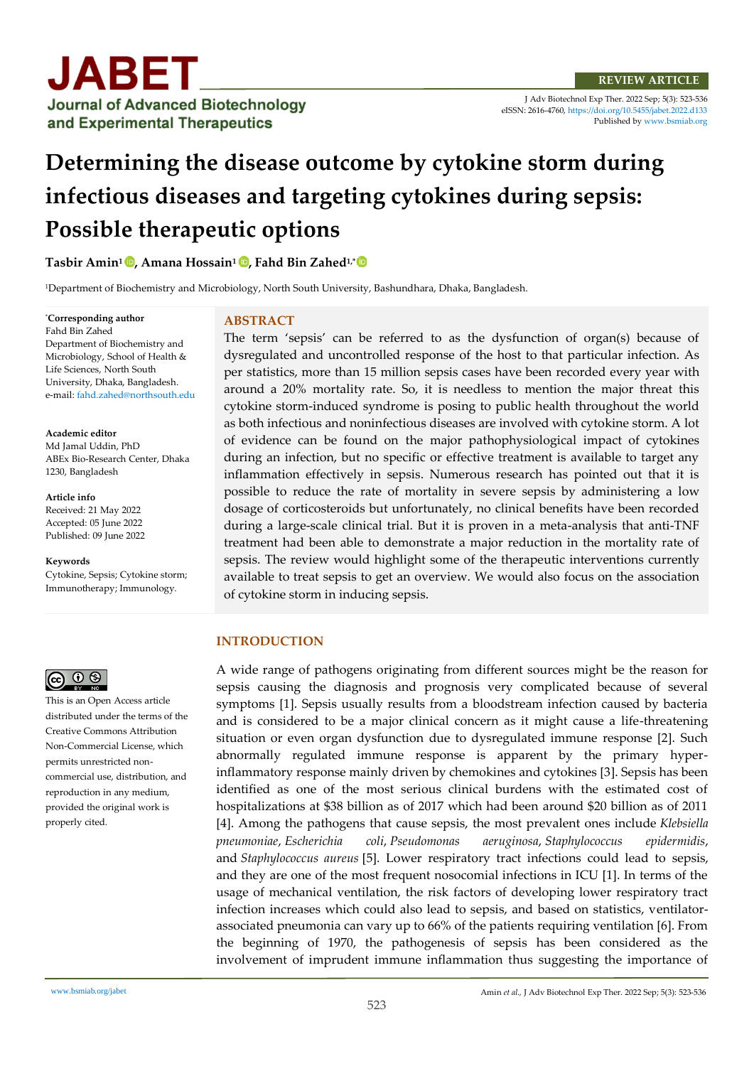REVIEW ARTICLE

# Determining the disease outcome by cytokine storm during infectious diseases and targeting cytokines during sepsis: Possible therapeutic options

**Tasbir Amin**[1], **Amana Hossain**[1], **Fahd Bin Zahed**[1,*]

[1]Department of Biochemistry and Microbiology, North South University, Bashundhara, Dhaka, Bangladesh.

**\*Corresponding author**
Fahd Bin Zahed
Department of Biochemistry and Microbiology, School of Health & Life Sciences, North South University, Dhaka, Bangladesh.
e-mail: fahd.zahed@northsouth.edu

**Academic editor**
Md Jamal Uddin, PhD
ABEx Bio-Research Center, Dhaka 1230, Bangladesh

**Article info**
Received: 21 May 2022
Accepted: 05 June 2022
Published: 09 June 2022

**Keywords**
Cytokine, Sepsis; Cytokine storm; Immunotherapy; Immunology.

This is an Open Access article distributed under the terms of the Creative Commons Attribution Non-Commercial License, which permits unrestricted non-commercial use, distribution, and reproduction in any medium, provided the original work is properly cited.

## ABSTRACT

The term 'sepsis' can be referred to as the dysfunction of organ(s) because of dysregulated and uncontrolled response of the host to that particular infection. As per statistics, more than 15 million sepsis cases have been recorded every year with around a 20% mortality rate. So, it is needless to mention the major threat this cytokine storm-induced syndrome is posing to public health throughout the world as both infectious and noninfectious diseases are involved with cytokine storm. A lot of evidence can be found on the major pathophysiological impact of cytokines during an infection, but no specific or effective treatment is available to target any inflammation effectively in sepsis. Numerous research has pointed out that it is possible to reduce the rate of mortality in severe sepsis by administering a low dosage of corticosteroids but unfortunately, no clinical benefits have been recorded during a large-scale clinical trial. But it is proven in a meta-analysis that anti-TNF treatment had been able to demonstrate a major reduction in the mortality rate of sepsis. The review would highlight some of the therapeutic interventions currently available to treat sepsis to get an overview. We would also focus on the association of cytokine storm in inducing sepsis.

## INTRODUCTION

A wide range of pathogens originating from different sources might be the reason for sepsis causing the diagnosis and prognosis very complicated because of several symptoms [1]. Sepsis usually results from a bloodstream infection caused by bacteria and is considered to be a major clinical concern as it might cause a life-threatening situation or even organ dysfunction due to dysregulated immune response [2]. Such abnormally regulated immune response is apparent by the primary hyper-inflammatory response mainly driven by chemokines and cytokines [3]. Sepsis has been identified as one of the most serious clinical burdens with the estimated cost of hospitalizations at $38 billion as of 2017 which had been around $20 billion as of 2011 [4]. Among the pathogens that cause sepsis, the most prevalent ones include *Klebsiella pneumoniae*, *Escherichia coli*, *Pseudomonas aeruginosa*, *Staphylococcus epidermidis*, and *Staphylococcus aureus* [5]. Lower respiratory tract infections could lead to sepsis, and they are one of the most frequent nosocomial infections in ICU [1]. In terms of the usage of mechanical ventilation, the risk factors of developing lower respiratory tract infection increases which could also lead to sepsis, and based on statistics, ventilator-associated pneumonia can vary up to 66% of the patients requiring ventilation [6]. From the beginning of 1970, the pathogenesis of sepsis has been considered as the involvement of imprudent immune inflammation thus suggesting the importance of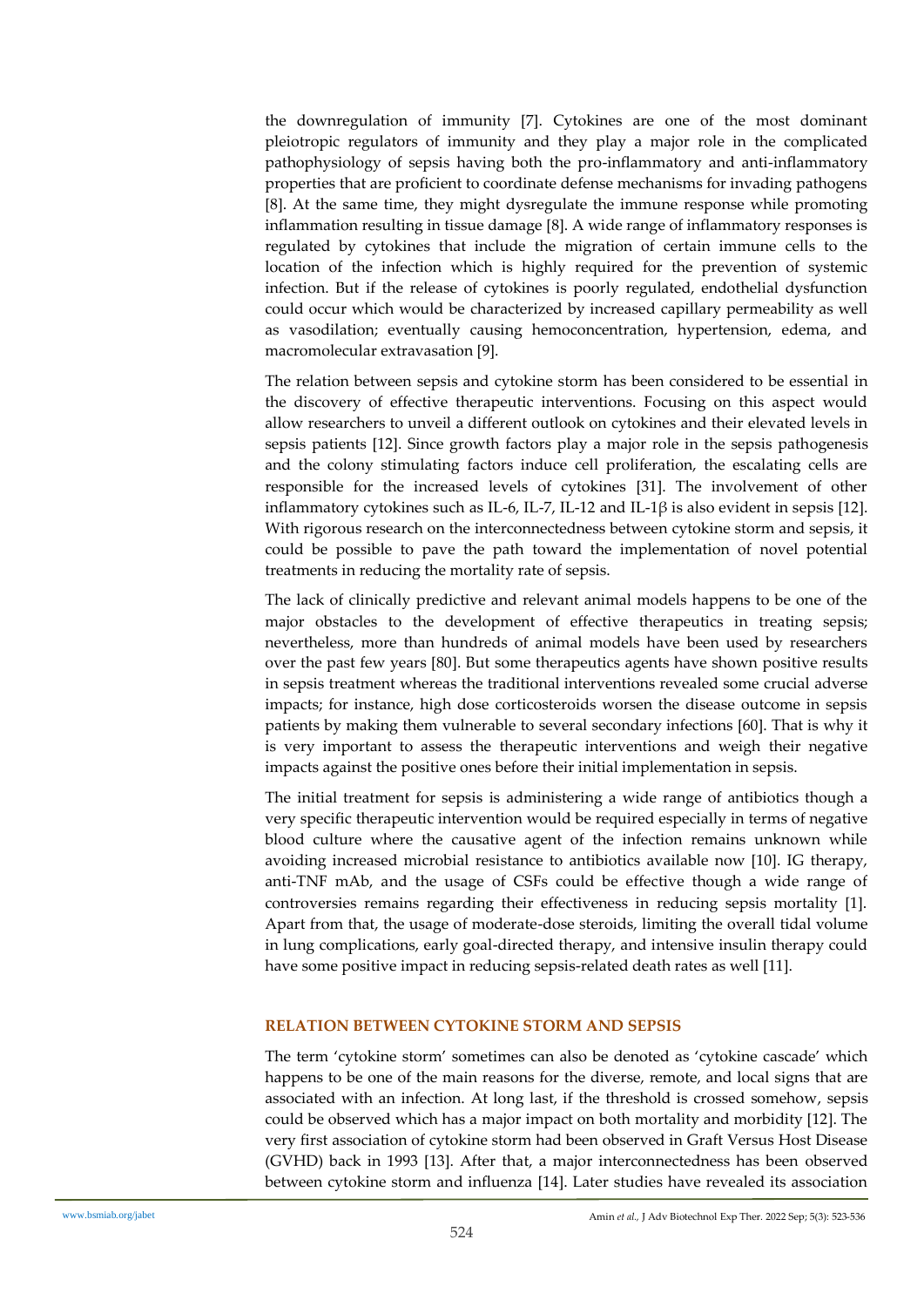the downregulation of immunity [7]. Cytokines are one of the most dominant pleiotropic regulators of immunity and they play a major role in the complicated pathophysiology of sepsis having both the pro-inflammatory and anti-inflammatory properties that are proficient to coordinate defense mechanisms for invading pathogens [8]. At the same time, they might dysregulate the immune response while promoting inflammation resulting in tissue damage [8]. A wide range of inflammatory responses is regulated by cytokines that include the migration of certain immune cells to the location of the infection which is highly required for the prevention of systemic infection. But if the release of cytokines is poorly regulated, endothelial dysfunction could occur which would be characterized by increased capillary permeability as well as vasodilation; eventually causing hemoconcentration, hypertension, edema, and macromolecular extravasation [9].

The relation between sepsis and cytokine storm has been considered to be essential in the discovery of effective therapeutic interventions. Focusing on this aspect would allow researchers to unveil a different outlook on cytokines and their elevated levels in sepsis patients [12]. Since growth factors play a major role in the sepsis pathogenesis and the colony stimulating factors induce cell proliferation, the escalating cells are responsible for the increased levels of cytokines [31]. The involvement of other inflammatory cytokines such as IL-6, IL-7, IL-12 and IL-1β is also evident in sepsis [12]. With rigorous research on the interconnectedness between cytokine storm and sepsis, it could be possible to pave the path toward the implementation of novel potential treatments in reducing the mortality rate of sepsis.

The lack of clinically predictive and relevant animal models happens to be one of the major obstacles to the development of effective therapeutics in treating sepsis; nevertheless, more than hundreds of animal models have been used by researchers over the past few years [80]. But some therapeutics agents have shown positive results in sepsis treatment whereas the traditional interventions revealed some crucial adverse impacts; for instance, high dose corticosteroids worsen the disease outcome in sepsis patients by making them vulnerable to several secondary infections [60]. That is why it is very important to assess the therapeutic interventions and weigh their negative impacts against the positive ones before their initial implementation in sepsis.

The initial treatment for sepsis is administering a wide range of antibiotics though a very specific therapeutic intervention would be required especially in terms of negative blood culture where the causative agent of the infection remains unknown while avoiding increased microbial resistance to antibiotics available now [10]. IG therapy, anti-TNF mAb, and the usage of CSFs could be effective though a wide range of controversies remains regarding their effectiveness in reducing sepsis mortality [1]. Apart from that, the usage of moderate-dose steroids, limiting the overall tidal volume in lung complications, early goal-directed therapy, and intensive insulin therapy could have some positive impact in reducing sepsis-related death rates as well [11].

## RELATION BETWEEN CYTOKINE STORM AND SEPSIS

The term 'cytokine storm' sometimes can also be denoted as 'cytokine cascade' which happens to be one of the main reasons for the diverse, remote, and local signs that are associated with an infection. At long last, if the threshold is crossed somehow, sepsis could be observed which has a major impact on both mortality and morbidity [12]. The very first association of cytokine storm had been observed in Graft Versus Host Disease (GVHD) back in 1993 [13]. After that, a major interconnectedness has been observed between cytokine storm and influenza [14]. Later studies have revealed its association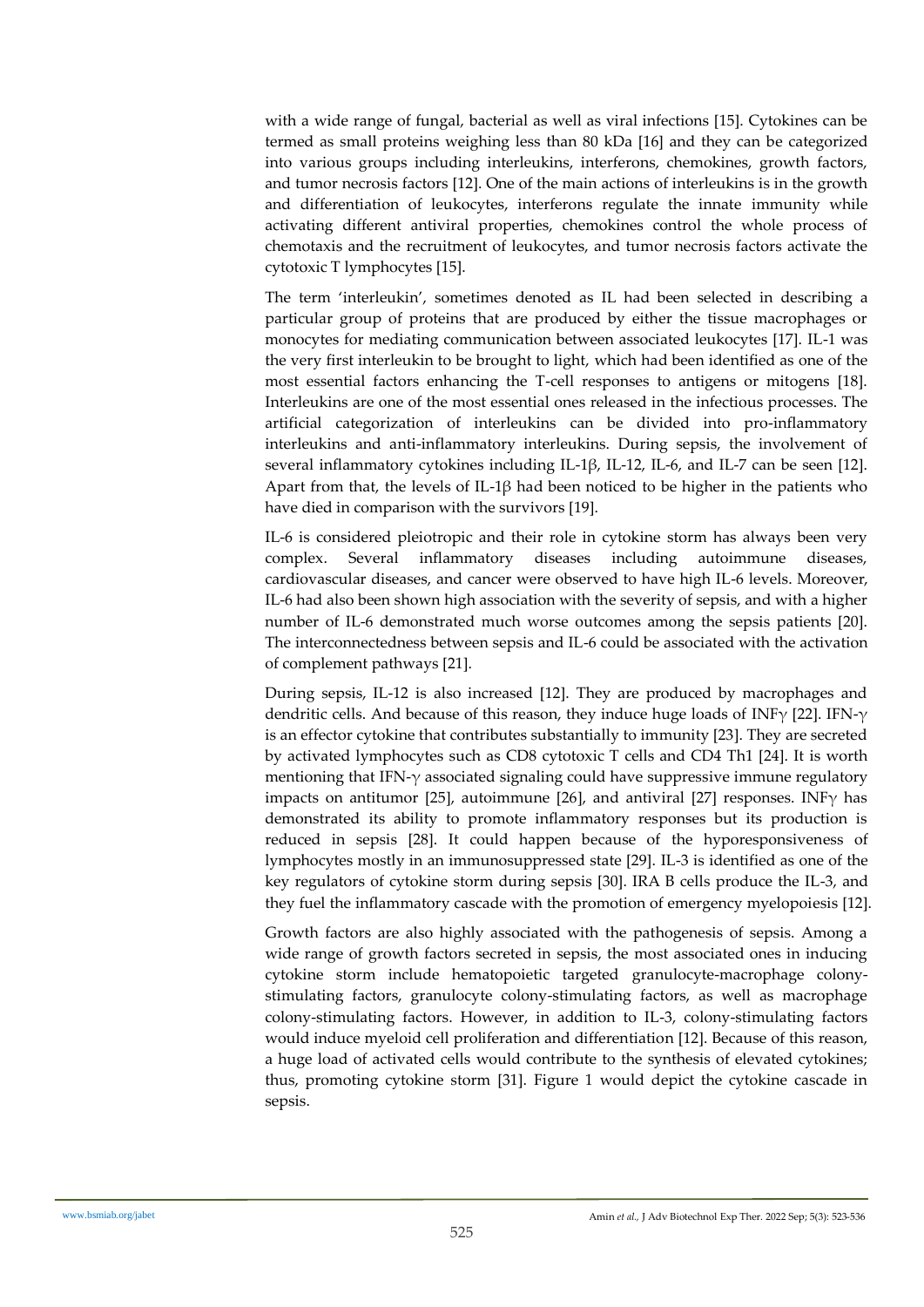with a wide range of fungal, bacterial as well as viral infections [15]. Cytokines can be termed as small proteins weighing less than 80 kDa [16] and they can be categorized into various groups including interleukins, interferons, chemokines, growth factors, and tumor necrosis factors [12]. One of the main actions of interleukins is in the growth and differentiation of leukocytes, interferons regulate the innate immunity while activating different antiviral properties, chemokines control the whole process of chemotaxis and the recruitment of leukocytes, and tumor necrosis factors activate the cytotoxic T lymphocytes [15].

The term 'interleukin', sometimes denoted as IL had been selected in describing a particular group of proteins that are produced by either the tissue macrophages or monocytes for mediating communication between associated leukocytes [17]. IL-1 was the very first interleukin to be brought to light, which had been identified as one of the most essential factors enhancing the T-cell responses to antigens or mitogens [18]. Interleukins are one of the most essential ones released in the infectious processes. The artificial categorization of interleukins can be divided into pro-inflammatory interleukins and anti-inflammatory interleukins. During sepsis, the involvement of several inflammatory cytokines including IL-1β, IL-12, IL-6, and IL-7 can be seen [12]. Apart from that, the levels of IL-1β had been noticed to be higher in the patients who have died in comparison with the survivors [19].

IL-6 is considered pleiotropic and their role in cytokine storm has always been very complex. Several inflammatory diseases including autoimmune diseases, cardiovascular diseases, and cancer were observed to have high IL-6 levels. Moreover, IL-6 had also been shown high association with the severity of sepsis, and with a higher number of IL-6 demonstrated much worse outcomes among the sepsis patients [20]. The interconnectedness between sepsis and IL-6 could be associated with the activation of complement pathways [21].

During sepsis, IL-12 is also increased [12]. They are produced by macrophages and dendritic cells. And because of this reason, they induce huge loads of INFγ [22]. IFN-γ is an effector cytokine that contributes substantially to immunity [23]. They are secreted by activated lymphocytes such as CD8 cytotoxic T cells and CD4 Th1 [24]. It is worth mentioning that IFN-γ associated signaling could have suppressive immune regulatory impacts on antitumor [25], autoimmune [26], and antiviral [27] responses. INFγ has demonstrated its ability to promote inflammatory responses but its production is reduced in sepsis [28]. It could happen because of the hyporesponsiveness of lymphocytes mostly in an immunosuppressed state [29]. IL-3 is identified as one of the key regulators of cytokine storm during sepsis [30]. IRA B cells produce the IL-3, and they fuel the inflammatory cascade with the promotion of emergency myelopoiesis [12].

Growth factors are also highly associated with the pathogenesis of sepsis. Among a wide range of growth factors secreted in sepsis, the most associated ones in inducing cytokine storm include hematopoietic targeted granulocyte-macrophage colony-stimulating factors, granulocyte colony-stimulating factors, as well as macrophage colony-stimulating factors. However, in addition to IL-3, colony-stimulating factors would induce myeloid cell proliferation and differentiation [12]. Because of this reason, a huge load of activated cells would contribute to the synthesis of elevated cytokines; thus, promoting cytokine storm [31]. Figure 1 would depict the cytokine cascade in sepsis.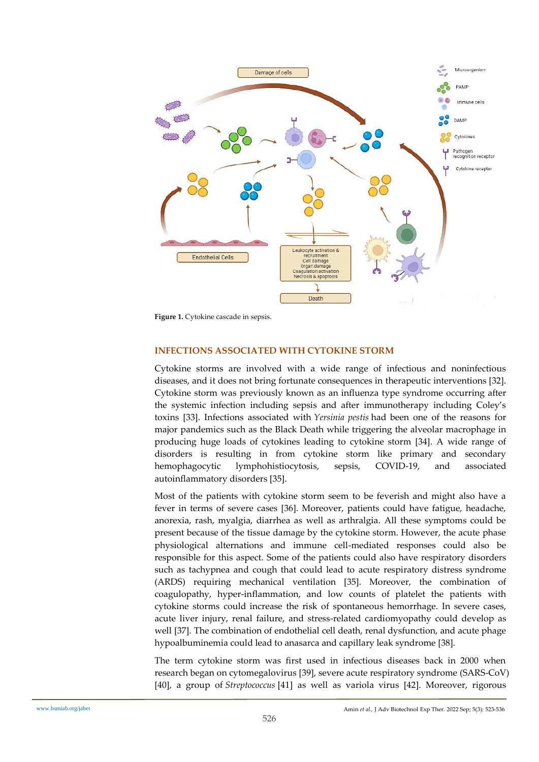**Figure 1.** Cytokine cascade in sepsis.

## INFECTIONS ASSOCIATED WITH CYTOKINE STORM

Cytokine storms are involved with a wide range of infectious and noninfectious diseases, and it does not bring fortunate consequences in therapeutic interventions [32]. Cytokine storm was previously known as an influenza type syndrome occurring after the systemic infection including sepsis and after immunotherapy including Coley's toxins [33]. Infections associated with *Yersinia pestis* had been one of the reasons for major pandemics such as the Black Death while triggering the alveolar macrophage in producing huge loads of cytokines leading to cytokine storm [34]. A wide range of disorders is resulting in from cytokine storm like primary and secondary hemophagocytic lymphohistiocytosis, sepsis, COVID-19, and associated autoinflammatory disorders [35].

Most of the patients with cytokine storm seem to be feverish and might also have a fever in terms of severe cases [36]. Moreover, patients could have fatigue, headache, anorexia, rash, myalgia, diarrhea as well as arthralgia. All these symptoms could be present because of the tissue damage by the cytokine storm. However, the acute phase physiological alternations and immune cell-mediated responses could also be responsible for this aspect. Some of the patients could also have respiratory disorders such as tachypnea and cough that could lead to acute respiratory distress syndrome (ARDS) requiring mechanical ventilation [35]. Moreover, the combination of coagulopathy, hyper-inflammation, and low counts of platelet the patients with cytokine storms could increase the risk of spontaneous hemorrhage. In severe cases, acute liver injury, renal failure, and stress-related cardiomyopathy could develop as well [37]. The combination of endothelial cell death, renal dysfunction, and acute phage hypoalbuminemia could lead to anasarca and capillary leak syndrome [38].

The term cytokine storm was first used in infectious diseases back in 2000 when research began on cytomegalovirus [39], severe acute respiratory syndrome (SARS-CoV) [40], a group of *Streptococcus* [41] as well as variola virus [42]. Moreover, rigorous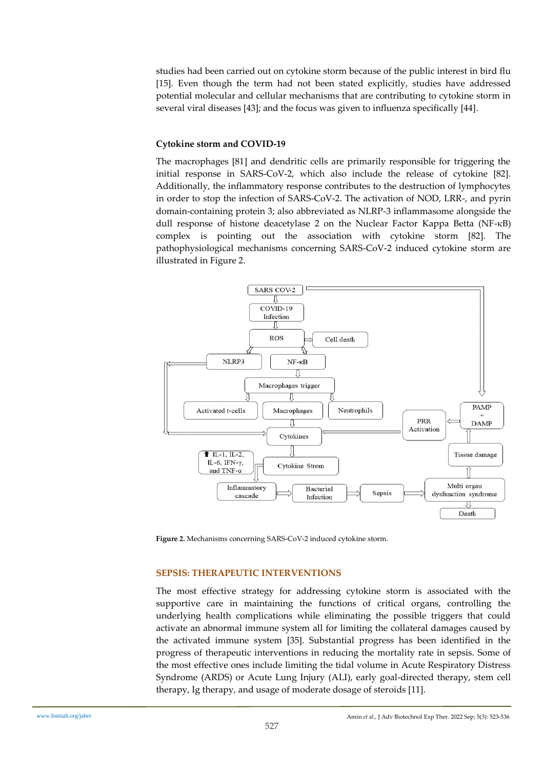studies had been carried out on cytokine storm because of the public interest in bird flu [15]. Even though the term had not been stated explicitly, studies have addressed potential molecular and cellular mechanisms that are contributing to cytokine storm in several viral diseases [43]; and the focus was given to influenza specifically [44].

### Cytokine storm and COVID-19

The macrophages [81] and dendritic cells are primarily responsible for triggering the initial response in SARS-CoV-2, which also include the release of cytokine [82]. Additionally, the inflammatory response contributes to the destruction of lymphocytes in order to stop the infection of SARS-CoV-2. The activation of NOD, LRR-, and pyrin domain-containing protein 3; also abbreviated as NLRP-3 inflammasome alongside the dull response of histone deacetylase 2 on the Nuclear Factor Kappa Betta (NF-κB) complex is pointing out the association with cytokine storm [82]. The pathophysiological mechanisms concerning SARS-CoV-2 induced cytokine storm are illustrated in Figure 2.

**Figure 2.** Mechanisms concerning SARS-CoV-2 induced cytokine storm.

## SEPSIS: THERAPEUTIC INTERVENTIONS

The most effective strategy for addressing cytokine storm is associated with the supportive care in maintaining the functions of critical organs, controlling the underlying health complications while eliminating the possible triggers that could activate an abnormal immune system all for limiting the collateral damages caused by the activated immune system [35]. Substantial progress has been identified in the progress of therapeutic interventions in reducing the mortality rate in sepsis. Some of the most effective ones include limiting the tidal volume in Acute Respiratory Distress Syndrome (ARDS) or Acute Lung Injury (ALI), early goal-directed therapy, stem cell therapy, Ig therapy, and usage of moderate dosage of steroids [11].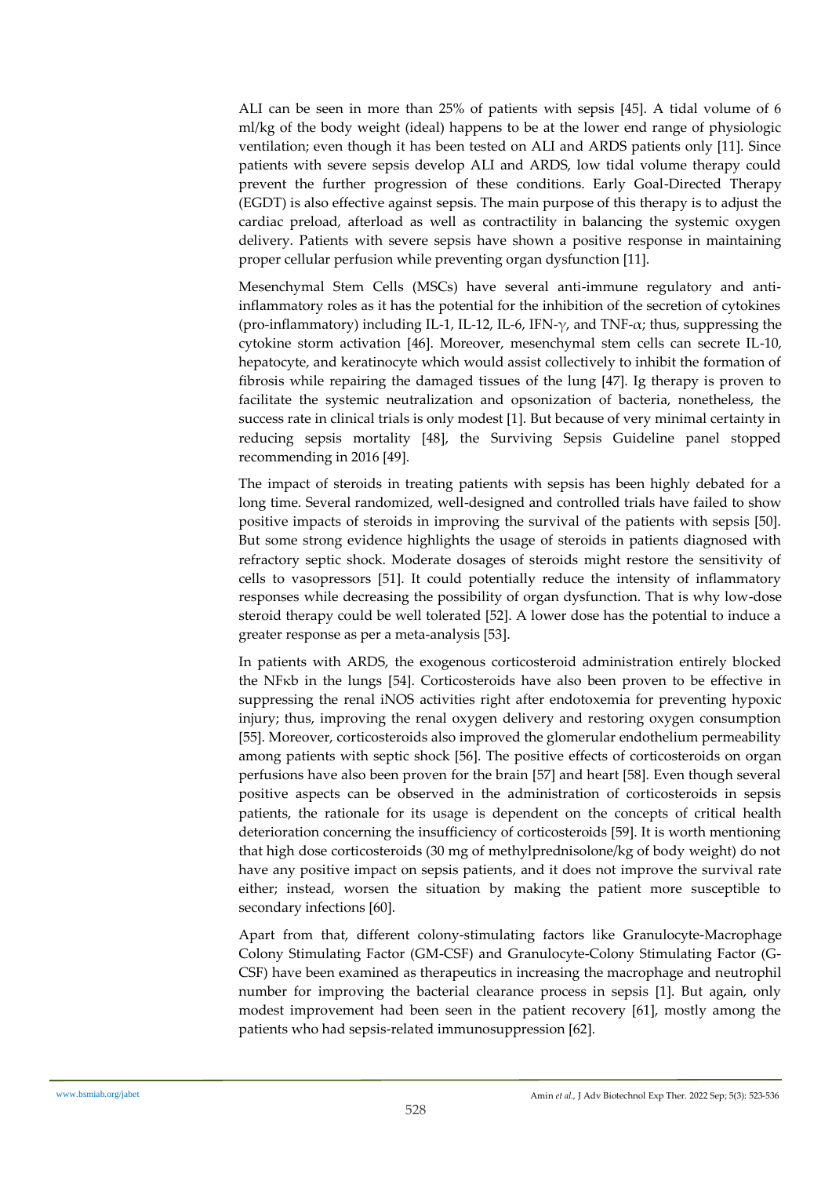ALI can be seen in more than 25% of patients with sepsis [45]. A tidal volume of 6 ml/kg of the body weight (ideal) happens to be at the lower end range of physiologic ventilation; even though it has been tested on ALI and ARDS patients only [11]. Since patients with severe sepsis develop ALI and ARDS, low tidal volume therapy could prevent the further progression of these conditions. Early Goal-Directed Therapy (EGDT) is also effective against sepsis. The main purpose of this therapy is to adjust the cardiac preload, afterload as well as contractility in balancing the systemic oxygen delivery. Patients with severe sepsis have shown a positive response in maintaining proper cellular perfusion while preventing organ dysfunction [11].

Mesenchymal Stem Cells (MSCs) have several anti-immune regulatory and anti-inflammatory roles as it has the potential for the inhibition of the secretion of cytokines (pro-inflammatory) including IL-1, IL-12, IL-6, IFN-$\gamma$, and TNF-$\alpha$; thus, suppressing the cytokine storm activation [46]. Moreover, mesenchymal stem cells can secrete IL-10, hepatocyte, and keratinocyte which would assist collectively to inhibit the formation of fibrosis while repairing the damaged tissues of the lung [47]. Ig therapy is proven to facilitate the systemic neutralization and opsonization of bacteria, nonetheless, the success rate in clinical trials is only modest [1]. But because of very minimal certainty in reducing sepsis mortality [48], the Surviving Sepsis Guideline panel stopped recommending in 2016 [49].

The impact of steroids in treating patients with sepsis has been highly debated for a long time. Several randomized, well-designed and controlled trials have failed to show positive impacts of steroids in improving the survival of the patients with sepsis [50]. But some strong evidence highlights the usage of steroids in patients diagnosed with refractory septic shock. Moderate dosages of steroids might restore the sensitivity of cells to vasopressors [51]. It could potentially reduce the intensity of inflammatory responses while decreasing the possibility of organ dysfunction. That is why low-dose steroid therapy could be well tolerated [52]. A lower dose has the potential to induce a greater response as per a meta-analysis [53].

In patients with ARDS, the exogenous corticosteroid administration entirely blocked the NFκb in the lungs [54]. Corticosteroids have also been proven to be effective in suppressing the renal iNOS activities right after endotoxemia for preventing hypoxic injury; thus, improving the renal oxygen delivery and restoring oxygen consumption [55]. Moreover, corticosteroids also improved the glomerular endothelium permeability among patients with septic shock [56]. The positive effects of corticosteroids on organ perfusions have also been proven for the brain [57] and heart [58]. Even though several positive aspects can be observed in the administration of corticosteroids in sepsis patients, the rationale for its usage is dependent on the concepts of critical health deterioration concerning the insufficiency of corticosteroids [59]. It is worth mentioning that high dose corticosteroids (30 mg of methylprednisolone/kg of body weight) do not have any positive impact on sepsis patients, and it does not improve the survival rate either; instead, worsen the situation by making the patient more susceptible to secondary infections [60].

Apart from that, different colony-stimulating factors like Granulocyte-Macrophage Colony Stimulating Factor (GM-CSF) and Granulocyte-Colony Stimulating Factor (G-CSF) have been examined as therapeutics in increasing the macrophage and neutrophil number for improving the bacterial clearance process in sepsis [1]. But again, only modest improvement had been seen in the patient recovery [61], mostly among the patients who had sepsis-related immunosuppression [62].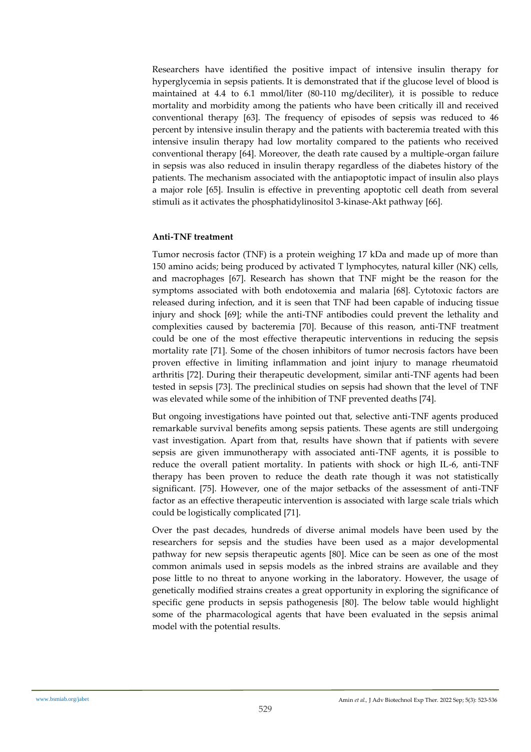Researchers have identified the positive impact of intensive insulin therapy for hyperglycemia in sepsis patients. It is demonstrated that if the glucose level of blood is maintained at 4.4 to 6.1 mmol/liter (80-110 mg/deciliter), it is possible to reduce mortality and morbidity among the patients who have been critically ill and received conventional therapy [63]. The frequency of episodes of sepsis was reduced to 46 percent by intensive insulin therapy and the patients with bacteremia treated with this intensive insulin therapy had low mortality compared to the patients who received conventional therapy [64]. Moreover, the death rate caused by a multiple-organ failure in sepsis was also reduced in insulin therapy regardless of the diabetes history of the patients. The mechanism associated with the antiapoptotic impact of insulin also plays a major role [65]. Insulin is effective in preventing apoptotic cell death from several stimuli as it activates the phosphatidylinositol 3-kinase-Akt pathway [66].

**Anti-TNF treatment**

Tumor necrosis factor (TNF) is a protein weighing 17 kDa and made up of more than 150 amino acids; being produced by activated T lymphocytes, natural killer (NK) cells, and macrophages [67]. Research has shown that TNF might be the reason for the symptoms associated with both endotoxemia and malaria [68]. Cytotoxic factors are released during infection, and it is seen that TNF had been capable of inducing tissue injury and shock [69]; while the anti-TNF antibodies could prevent the lethality and complexities caused by bacteremia [70]. Because of this reason, anti-TNF treatment could be one of the most effective therapeutic interventions in reducing the sepsis mortality rate [71]. Some of the chosen inhibitors of tumor necrosis factors have been proven effective in limiting inflammation and joint injury to manage rheumatoid arthritis [72]. During their therapeutic development, similar anti-TNF agents had been tested in sepsis [73]. The preclinical studies on sepsis had shown that the level of TNF was elevated while some of the inhibition of TNF prevented deaths [74].

But ongoing investigations have pointed out that, selective anti-TNF agents produced remarkable survival benefits among sepsis patients. These agents are still undergoing vast investigation. Apart from that, results have shown that if patients with severe sepsis are given immunotherapy with associated anti-TNF agents, it is possible to reduce the overall patient mortality. In patients with shock or high IL-6, anti-TNF therapy has been proven to reduce the death rate though it was not statistically significant. [75]. However, one of the major setbacks of the assessment of anti-TNF factor as an effective therapeutic intervention is associated with large scale trials which could be logistically complicated [71].

Over the past decades, hundreds of diverse animal models have been used by the researchers for sepsis and the studies have been used as a major developmental pathway for new sepsis therapeutic agents [80]. Mice can be seen as one of the most common animals used in sepsis models as the inbred strains are available and they pose little to no threat to anyone working in the laboratory. However, the usage of genetically modified strains creates a great opportunity in exploring the significance of specific gene products in sepsis pathogenesis [80]. The below table would highlight some of the pharmacological agents that have been evaluated in the sepsis animal model with the potential results.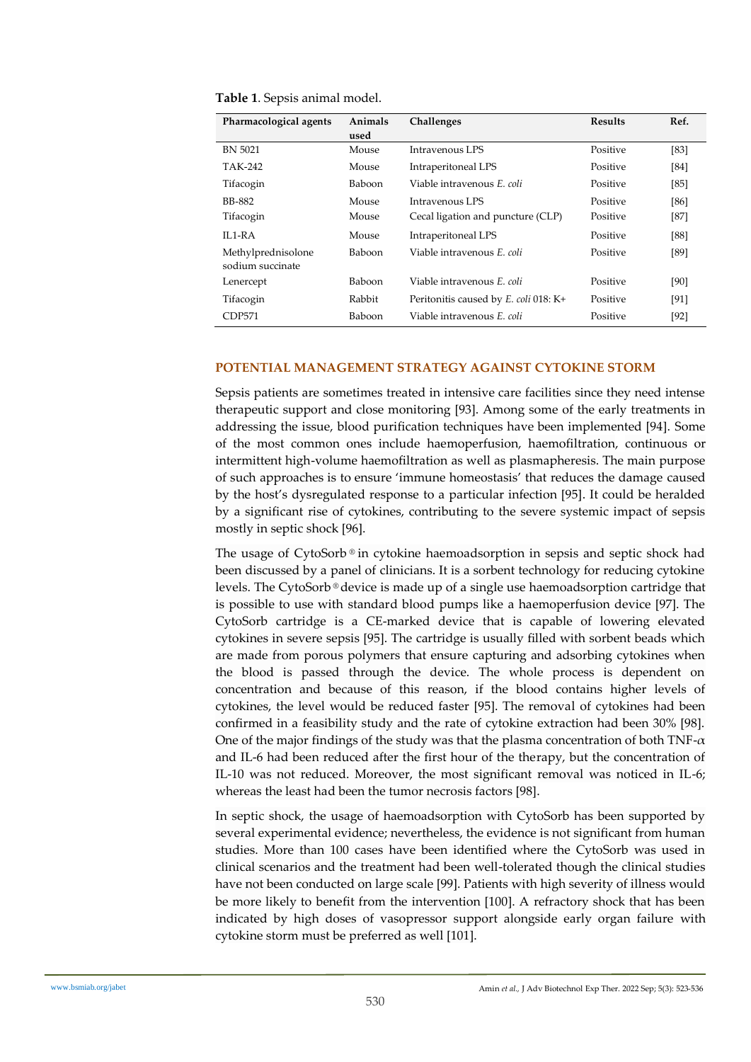**Table 1**. Sepsis animal model.

| Pharmacological agents | Animals used | Challenges | Results | Ref. |
|---|---|---|---|---|
| BN 5021 | Mouse | Intravenous LPS | Positive | [83] |
| TAK-242 | Mouse | Intraperitoneal LPS | Positive | [84] |
| Tifacogin | Baboon | Viable intravenous *E. coli* | Positive | [85] |
| BB-882 | Mouse | Intravenous LPS | Positive | [86] |
| Tifacogin | Mouse | Cecal ligation and puncture (CLP) | Positive | [87] |
| IL1-RA | Mouse | Intraperitoneal LPS | Positive | [88] |
| Methylprednisolone sodium succinate | Baboon | Viable intravenous *E. coli* | Positive | [89] |
| Lenercept | Baboon | Viable intravenous *E. coli* | Positive | [90] |
| Tifacogin | Rabbit | Peritonitis caused by *E. coli* 018: K+ | Positive | [91] |
| CDP571 | Baboon | Viable intravenous *E. coli* | Positive | [92] |

## POTENTIAL MANAGEMENT STRATEGY AGAINST CYTOKINE STORM

Sepsis patients are sometimes treated in intensive care facilities since they need intense therapeutic support and close monitoring [93]. Among some of the early treatments in addressing the issue, blood purification techniques have been implemented [94]. Some of the most common ones include haemoperfusion, haemofiltration, continuous or intermittent high-volume haemofiltration as well as plasmapheresis. The main purpose of such approaches is to ensure 'immune homeostasis' that reduces the damage caused by the host's dysregulated response to a particular infection [95]. It could be heralded by a significant rise of cytokines, contributing to the severe systemic impact of sepsis mostly in septic shock [96].

The usage of CytoSorb® in cytokine haemoadsorption in sepsis and septic shock had been discussed by a panel of clinicians. It is a sorbent technology for reducing cytokine levels. The CytoSorb® device is made up of a single use haemoadsorption cartridge that is possible to use with standard blood pumps like a haemoperfusion device [97]. The CytoSorb cartridge is a CE-marked device that is capable of lowering elevated cytokines in severe sepsis [95]. The cartridge is usually filled with sorbent beads which are made from porous polymers that ensure capturing and adsorbing cytokines when the blood is passed through the device. The whole process is dependent on concentration and because of this reason, if the blood contains higher levels of cytokines, the level would be reduced faster [95]. The removal of cytokines had been confirmed in a feasibility study and the rate of cytokine extraction had been 30% [98]. One of the major findings of the study was that the plasma concentration of both TNF-$\alpha$ and IL-6 had been reduced after the first hour of the therapy, but the concentration of IL-10 was not reduced. Moreover, the most significant removal was noticed in IL-6; whereas the least had been the tumor necrosis factors [98].

In septic shock, the usage of haemoadsorption with CytoSorb has been supported by several experimental evidence; nevertheless, the evidence is not significant from human studies. More than 100 cases have been identified where the CytoSorb was used in clinical scenarios and the treatment had been well-tolerated though the clinical studies have not been conducted on large scale [99]. Patients with high severity of illness would be more likely to benefit from the intervention [100]. A refractory shock that has been indicated by high doses of vasopressor support alongside early organ failure with cytokine storm must be preferred as well [101].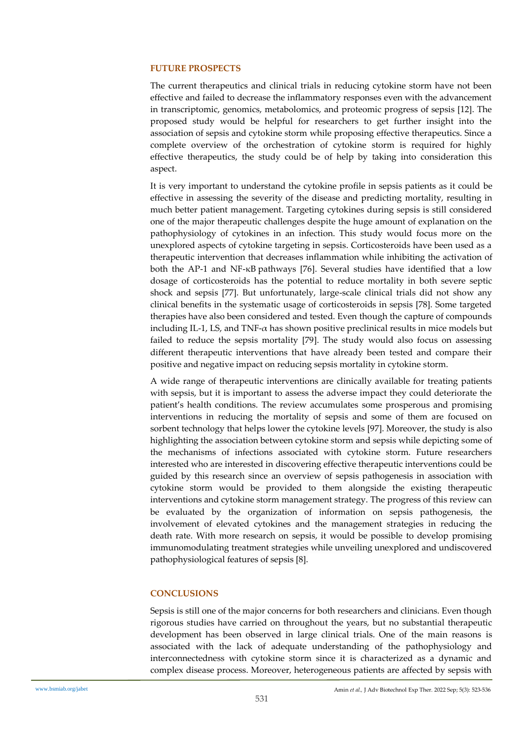## FUTURE PROSPECTS

The current therapeutics and clinical trials in reducing cytokine storm have not been effective and failed to decrease the inflammatory responses even with the advancement in transcriptomic, genomics, metabolomics, and proteomic progress of sepsis [12]. The proposed study would be helpful for researchers to get further insight into the association of sepsis and cytokine storm while proposing effective therapeutics. Since a complete overview of the orchestration of cytokine storm is required for highly effective therapeutics, the study could be of help by taking into consideration this aspect.

It is very important to understand the cytokine profile in sepsis patients as it could be effective in assessing the severity of the disease and predicting mortality, resulting in much better patient management. Targeting cytokines during sepsis is still considered one of the major therapeutic challenges despite the huge amount of explanation on the pathophysiology of cytokines in an infection. This study would focus more on the unexplored aspects of cytokine targeting in sepsis. Corticosteroids have been used as a therapeutic intervention that decreases inflammation while inhibiting the activation of both the AP-1 and NF-κB pathways [76]. Several studies have identified that a low dosage of corticosteroids has the potential to reduce mortality in both severe septic shock and sepsis [77]. But unfortunately, large-scale clinical trials did not show any clinical benefits in the systematic usage of corticosteroids in sepsis [78]. Some targeted therapies have also been considered and tested. Even though the capture of compounds including IL-1, LS, and TNF-$\alpha$ has shown positive preclinical results in mice models but failed to reduce the sepsis mortality [79]. The study would also focus on assessing different therapeutic interventions that have already been tested and compare their positive and negative impact on reducing sepsis mortality in cytokine storm.

A wide range of therapeutic interventions are clinically available for treating patients with sepsis, but it is important to assess the adverse impact they could deteriorate the patient's health conditions. The review accumulates some prosperous and promising interventions in reducing the mortality of sepsis and some of them are focused on sorbent technology that helps lower the cytokine levels [97]. Moreover, the study is also highlighting the association between cytokine storm and sepsis while depicting some of the mechanisms of infections associated with cytokine storm. Future researchers interested who are interested in discovering effective therapeutic interventions could be guided by this research since an overview of sepsis pathogenesis in association with cytokine storm would be provided to them alongside the existing therapeutic interventions and cytokine storm management strategy. The progress of this review can be evaluated by the organization of information on sepsis pathogenesis, the involvement of elevated cytokines and the management strategies in reducing the death rate. With more research on sepsis, it would be possible to develop promising immunomodulating treatment strategies while unveiling unexplored and undiscovered pathophysiological features of sepsis [8].

## CONCLUSIONS

Sepsis is still one of the major concerns for both researchers and clinicians. Even though rigorous studies have carried on throughout the years, but no substantial therapeutic development has been observed in large clinical trials. One of the main reasons is associated with the lack of adequate understanding of the pathophysiology and interconnectedness with cytokine storm since it is characterized as a dynamic and complex disease process. Moreover, heterogeneous patients are affected by sepsis with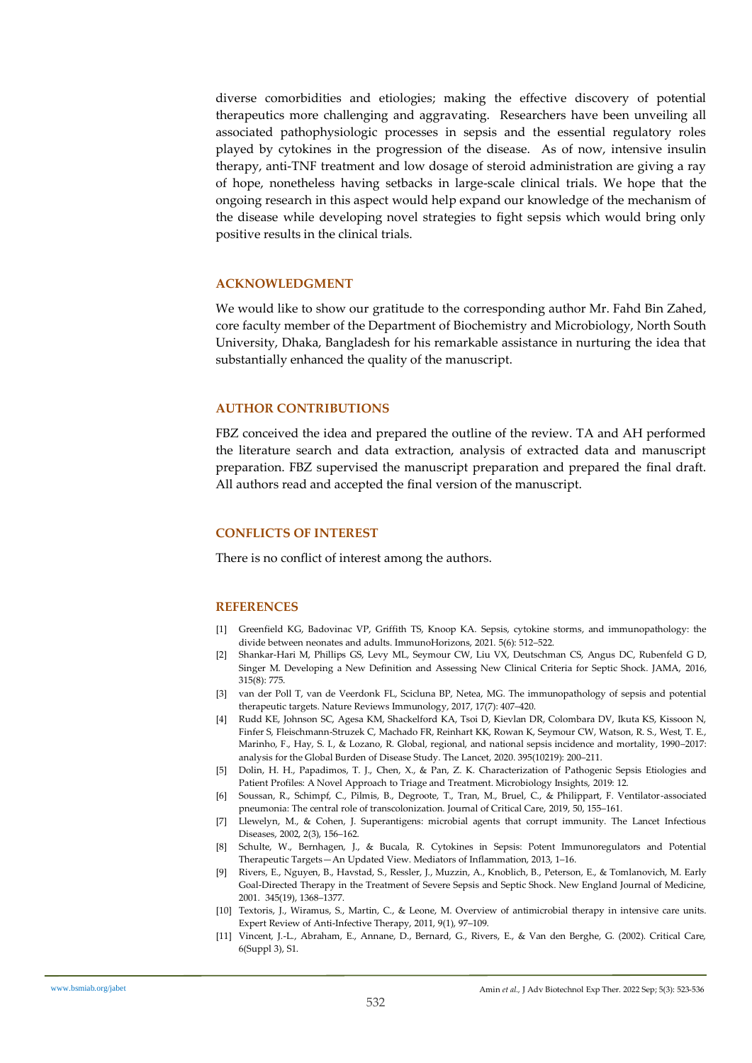diverse comorbidities and etiologies; making the effective discovery of potential therapeutics more challenging and aggravating. Researchers have been unveiling all associated pathophysiologic processes in sepsis and the essential regulatory roles played by cytokines in the progression of the disease. As of now, intensive insulin therapy, anti-TNF treatment and low dosage of steroid administration are giving a ray of hope, nonetheless having setbacks in large-scale clinical trials. We hope that the ongoing research in this aspect would help expand our knowledge of the mechanism of the disease while developing novel strategies to fight sepsis which would bring only positive results in the clinical trials.

## ACKNOWLEDGMENT

We would like to show our gratitude to the corresponding author Mr. Fahd Bin Zahed, core faculty member of the Department of Biochemistry and Microbiology, North South University, Dhaka, Bangladesh for his remarkable assistance in nurturing the idea that substantially enhanced the quality of the manuscript.

## AUTHOR CONTRIBUTIONS

FBZ conceived the idea and prepared the outline of the review. TA and AH performed the literature search and data extraction, analysis of extracted data and manuscript preparation. FBZ supervised the manuscript preparation and prepared the final draft. All authors read and accepted the final version of the manuscript.

## CONFLICTS OF INTEREST

There is no conflict of interest among the authors.

## REFERENCES

[1] Greenfield KG, Badovinac VP, Griffith TS, Knoop KA. Sepsis, cytokine storms, and immunopathology: the divide between neonates and adults. ImmunoHorizons, 2021. 5(6): 512–522.

[2] Shankar-Hari M, Phillips GS, Levy ML, Seymour CW, Liu VX, Deutschman CS, Angus DC, Rubenfeld G D, Singer M. Developing a New Definition and Assessing New Clinical Criteria for Septic Shock. JAMA, 2016, 315(8): 775.

[3] van der Poll T, van de Veerdonk FL, Scicluna BP, Netea, MG. The immunopathology of sepsis and potential therapeutic targets. Nature Reviews Immunology, 2017, 17(7): 407–420.

[4] Rudd KE, Johnson SC, Agesa KM, Shackelford KA, Tsoi D, Kievlan DR, Colombara DV, Ikuta KS, Kissoon N, Finfer S, Fleischmann-Struzek C, Machado FR, Reinhart KK, Rowan K, Seymour CW, Watson, R. S., West, T. E., Marinho, F., Hay, S. I., & Lozano, R. Global, regional, and national sepsis incidence and mortality, 1990–2017: analysis for the Global Burden of Disease Study. The Lancet, 2020. 395(10219): 200–211.

[5] Dolin, H. H., Papadimos, T. J., Chen, X., & Pan, Z. K. Characterization of Pathogenic Sepsis Etiologies and Patient Profiles: A Novel Approach to Triage and Treatment. Microbiology Insights, 2019: 12.

[6] Soussan, R., Schimpf, C., Pilmis, B., Degroote, T., Tran, M., Bruel, C., & Philippart, F. Ventilator-associated pneumonia: The central role of transcolonization. Journal of Critical Care, 2019, 50, 155–161.

[7] Llewelyn, M., & Cohen, J. Superantigens: microbial agents that corrupt immunity. The Lancet Infectious Diseases, 2002, 2(3), 156–162.

[8] Schulte, W., Bernhagen, J., & Bucala, R. Cytokines in Sepsis: Potent Immunoregulators and Potential Therapeutic Targets—An Updated View. Mediators of Inflammation, 2013, 1–16.

[9] Rivers, E., Nguyen, B., Havstad, S., Ressler, J., Muzzin, A., Knoblich, B., Peterson, E., & Tomlanovich, M. Early Goal-Directed Therapy in the Treatment of Severe Sepsis and Septic Shock. New England Journal of Medicine, 2001. 345(19), 1368–1377.

[10] Textoris, J., Wiramus, S., Martin, C., & Leone, M. Overview of antimicrobial therapy in intensive care units. Expert Review of Anti-Infective Therapy, 2011, 9(1), 97–109.

[11] Vincent, J.-L., Abraham, E., Annane, D., Bernard, G., Rivers, E., & Van den Berghe, G. (2002). Critical Care, 6(Suppl 3), S1.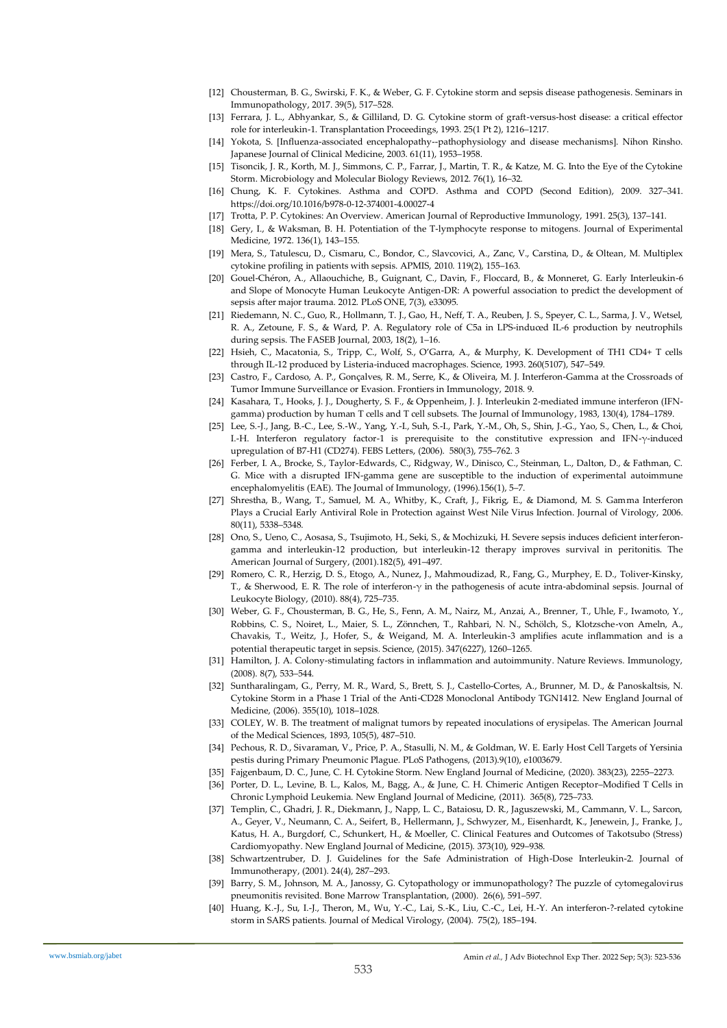[12] Chousterman, B. G., Swirski, F. K., & Weber, G. F. Cytokine storm and sepsis disease pathogenesis. Seminars in Immunopathology, 2017. 39(5), 517–528.

[13] Ferrara, J. L., Abhyankar, S., & Gilliland, D. G. Cytokine storm of graft-versus-host disease: a critical effector role for interleukin-1. Transplantation Proceedings, 1993. 25(1 Pt 2), 1216–1217.

[14] Yokota, S. [Influenza-associated encephalopathy--pathophysiology and disease mechanisms]. Nihon Rinsho. Japanese Journal of Clinical Medicine, 2003. 61(11), 1953–1958.

[15] Tisoncik, J. R., Korth, M. J., Simmons, C. P., Farrar, J., Martin, T. R., & Katze, M. G. Into the Eye of the Cytokine Storm. Microbiology and Molecular Biology Reviews, 2012. 76(1), 16–32.

[16] Chung, K. F. Cytokines. Asthma and COPD. Asthma and COPD (Second Edition), 2009. 327–341. https://doi.org/10.1016/b978-0-12-374001-4.00027-4

[17] Trotta, P. P. Cytokines: An Overview. American Journal of Reproductive Immunology, 1991. 25(3), 137–141.

[18] Gery, I., & Waksman, B. H. Potentiation of the T-lymphocyte response to mitogens. Journal of Experimental Medicine, 1972. 136(1), 143–155.

[19] Mera, S., Tatulescu, D., Cismaru, C., Bondor, C., Slavcovici, A., Zanc, V., Carstina, D., & Oltean, M. Multiplex cytokine profiling in patients with sepsis. APMIS, 2010. 119(2), 155–163.

[20] Gouel-Chéron, A., Allaouchiche, B., Guignant, C., Davin, F., Floccard, B., & Monneret, G. Early Interleukin-6 and Slope of Monocyte Human Leukocyte Antigen-DR: A powerful association to predict the development of sepsis after major trauma. 2012. PLoS ONE, 7(3), e33095.

[21] Riedemann, N. C., Guo, R., Hollmann, T. J., Gao, H., Neff, T. A., Reuben, J. S., Speyer, C. L., Sarma, J. V., Wetsel, R. A., Zetoune, F. S., & Ward, P. A. Regulatory role of C5a in LPS-induced IL-6 production by neutrophils during sepsis. The FASEB Journal, 2003, 18(2), 1–16.

[22] Hsieh, C., Macatonia, S., Tripp, C., Wolf, S., O'Garra, A., & Murphy, K. Development of TH1 CD4+ T cells through IL-12 produced by Listeria-induced macrophages. Science, 1993. 260(5107), 547–549.

[23] Castro, F., Cardoso, A. P., Gonçalves, R. M., Serre, K., & Oliveira, M. J. Interferon-Gamma at the Crossroads of Tumor Immune Surveillance or Evasion. Frontiers in Immunology, 2018. 9.

[24] Kasahara, T., Hooks, J. J., Dougherty, S. F., & Oppenheim, J. J. Interleukin 2-mediated immune interferon (IFN-gamma) production by human T cells and T cell subsets. The Journal of Immunology, 1983, 130(4), 1784–1789.

[25] Lee, S.-J., Jang, B.-C., Lee, S.-W., Yang, Y.-I., Suh, S.-I., Park, Y.-M., Oh, S., Shin, J.-G., Yao, S., Chen, L., & Choi, I.-H. Interferon regulatory factor-1 is prerequisite to the constitutive expression and IFN-γ-induced upregulation of B7-H1 (CD274). FEBS Letters, (2006). 580(3), 755–762. 3

[26] Ferber, I. A., Brocke, S., Taylor-Edwards, C., Ridgway, W., Dinisco, C., Steinman, L., Dalton, D., & Fathman, C. G. Mice with a disrupted IFN-gamma gene are susceptible to the induction of experimental autoimmune encephalomyelitis (EAE). The Journal of Immunology, (1996).156(1), 5–7.

[27] Shrestha, B., Wang, T., Samuel, M. A., Whitby, K., Craft, J., Fikrig, E., & Diamond, M. S. Gamma Interferon Plays a Crucial Early Antiviral Role in Protection against West Nile Virus Infection. Journal of Virology, 2006. 80(11), 5338–5348.

[28] Ono, S., Ueno, C., Aosasa, S., Tsujimoto, H., Seki, S., & Mochizuki, H. Severe sepsis induces deficient interferon-gamma and interleukin-12 production, but interleukin-12 therapy improves survival in peritonitis. The American Journal of Surgery, (2001).182(5), 491–497.

[29] Romero, C. R., Herzig, D. S., Etogo, A., Nunez, J., Mahmoudizad, R., Fang, G., Murphey, E. D., Toliver-Kinsky, T., & Sherwood, E. R. The role of interferon-γ in the pathogenesis of acute intra-abdominal sepsis. Journal of Leukocyte Biology, (2010). 88(4), 725–735.

[30] Weber, G. F., Chousterman, B. G., He, S., Fenn, A. M., Nairz, M., Anzai, A., Brenner, T., Uhle, F., Iwamoto, Y., Robbins, C. S., Noiret, L., Maier, S. L., Zönnchen, T., Rahbari, N. N., Schölch, S., Klotzsche-von Ameln, A., Chavakis, T., Weitz, J., Hofer, S., & Weigand, M. A. Interleukin-3 amplifies acute inflammation and is a potential therapeutic target in sepsis. Science, (2015). 347(6227), 1260–1265.

[31] Hamilton, J. A. Colony-stimulating factors in inflammation and autoimmunity. Nature Reviews. Immunology, (2008). 8(7), 533–544.

[32] Suntharalingam, G., Perry, M. R., Ward, S., Brett, S. J., Castello-Cortes, A., Brunner, M. D., & Panoskaltsis, N. Cytokine Storm in a Phase 1 Trial of the Anti-CD28 Monoclonal Antibody TGN1412. New England Journal of Medicine, (2006). 355(10), 1018–1028.

[33] COLEY, W. B. The treatment of malignat tumors by repeated inoculations of erysipelas. The American Journal of the Medical Sciences, 1893, 105(5), 487–510.

[34] Pechous, R. D., Sivaraman, V., Price, P. A., Stasulli, N. M., & Goldman, W. E. Early Host Cell Targets of Yersinia pestis during Primary Pneumonic Plague. PLoS Pathogens, (2013).9(10), e1003679.

[35] Fajgenbaum, D. C., June, C. H. Cytokine Storm. New England Journal of Medicine, (2020). 383(23), 2255–2273.

[36] Porter, D. L., Levine, B. L., Kalos, M., Bagg, A., & June, C. H. Chimeric Antigen Receptor–Modified T Cells in Chronic Lymphoid Leukemia. New England Journal of Medicine, (2011). 365(8), 725–733.

[37] Templin, C., Ghadri, J. R., Diekmann, J., Napp, L. C., Bataiosu, D. R., Jaguszewski, M., Cammann, V. L., Sarcon, A., Geyer, V., Neumann, C. A., Seifert, B., Hellermann, J., Schwyzer, M., Eisenhardt, K., Jenewein, J., Franke, J., Katus, H. A., Burgdorf, C., Schunkert, H., & Moeller, C. Clinical Features and Outcomes of Takotsubo (Stress) Cardiomyopathy. New England Journal of Medicine, (2015). 373(10), 929–938.

[38] Schwartzentruber, D. J. Guidelines for the Safe Administration of High-Dose Interleukin-2. Journal of Immunotherapy, (2001). 24(4), 287–293.

[39] Barry, S. M., Johnson, M. A., Janossy, G. Cytopathology or immunopathology? The puzzle of cytomegalovirus pneumonitis revisited. Bone Marrow Transplantation, (2000). 26(6), 591–597.

[40] Huang, K.-J., Su, I.-J., Theron, M., Wu, Y.-C., Lai, S.-K., Liu, C.-C., Lei, H.-Y. An interferon-?-related cytokine storm in SARS patients. Journal of Medical Virology, (2004). 75(2), 185–194.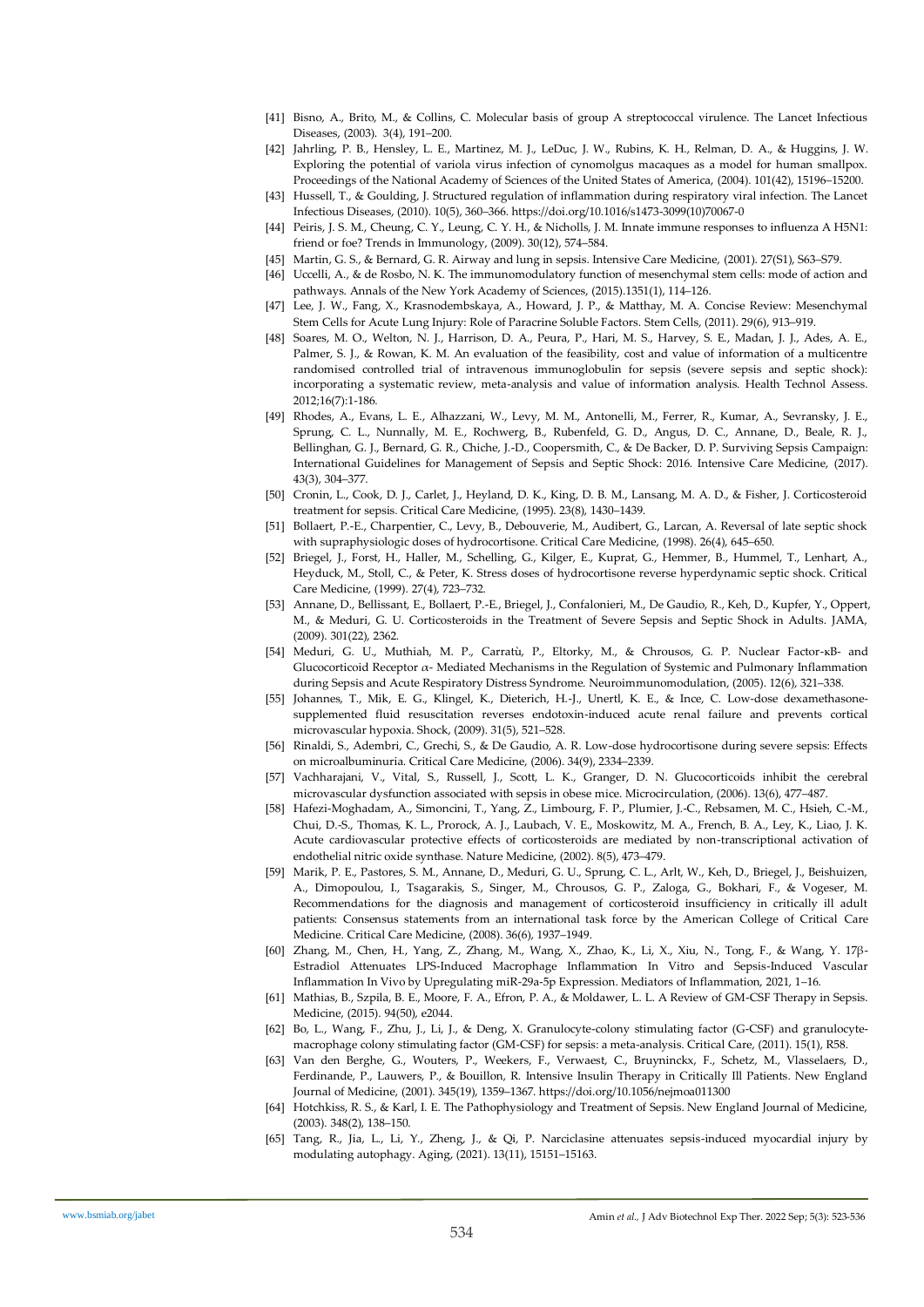[41] Bisno, A., Brito, M., & Collins, C. Molecular basis of group A streptococcal virulence. The Lancet Infectious Diseases, (2003). 3(4), 191–200.

[42] Jahrling, P. B., Hensley, L. E., Martinez, M. J., LeDuc, J. W., Rubins, K. H., Relman, D. A., & Huggins, J. W. Exploring the potential of variola virus infection of cynomolgus macaques as a model for human smallpox. Proceedings of the National Academy of Sciences of the United States of America, (2004). 101(42), 15196–15200.

[43] Hussell, T., & Goulding, J. Structured regulation of inflammation during respiratory viral infection. The Lancet Infectious Diseases, (2010). 10(5), 360–366. https://doi.org/10.1016/s1473-3099(10)70067-0

[44] Peiris, J. S. M., Cheung, C. Y., Leung, C. Y. H., & Nicholls, J. M. Innate immune responses to influenza A H5N1: friend or foe? Trends in Immunology, (2009). 30(12), 574–584.

[45] Martin, G. S., & Bernard, G. R. Airway and lung in sepsis. Intensive Care Medicine, (2001). 27(S1), S63–S79.

[46] Uccelli, A., & de Rosbo, N. K. The immunomodulatory function of mesenchymal stem cells: mode of action and pathways. Annals of the New York Academy of Sciences, (2015).1351(1), 114–126.

[47] Lee, J. W., Fang, X., Krasnodembskaya, A., Howard, J. P., & Matthay, M. A. Concise Review: Mesenchymal Stem Cells for Acute Lung Injury: Role of Paracrine Soluble Factors. Stem Cells, (2011). 29(6), 913–919.

[48] Soares, M. O., Welton, N. J., Harrison, D. A., Peura, P., Hari, M. S., Harvey, S. E., Madan, J. J., Ades, A. E., Palmer, S. J., & Rowan, K. M. An evaluation of the feasibility, cost and value of information of a multicentre randomised controlled trial of intravenous immunoglobulin for sepsis (severe sepsis and septic shock): incorporating a systematic review, meta-analysis and value of information analysis. Health Technol Assess. 2012;16(7):1-186.

[49] Rhodes, A., Evans, L. E., Alhazzani, W., Levy, M. M., Antonelli, M., Ferrer, R., Kumar, A., Sevransky, J. E., Sprung, C. L., Nunnally, M. E., Rochwerg, B., Rubenfeld, G. D., Angus, D. C., Annane, D., Beale, R. J., Bellinghan, G. J., Bernard, G. R., Chiche, J.-D., Coopersmith, C., & De Backer, D. P. Surviving Sepsis Campaign: International Guidelines for Management of Sepsis and Septic Shock: 2016. Intensive Care Medicine, (2017). 43(3), 304–377.

[50] Cronin, L., Cook, D. J., Carlet, J., Heyland, D. K., King, D. B. M., Lansang, M. A. D., & Fisher, J. Corticosteroid treatment for sepsis. Critical Care Medicine, (1995). 23(8), 1430–1439.

[51] Bollaert, P.-E., Charpentier, C., Levy, B., Debouverie, M., Audibert, G., Larcan, A. Reversal of late septic shock with supraphysiologic doses of hydrocortisone. Critical Care Medicine, (1998). 26(4), 645–650.

[52] Briegel, J., Forst, H., Haller, M., Schelling, G., Kilger, E., Kuprat, G., Hemmer, B., Hummel, T., Lenhart, A., Heyduck, M., Stoll, C., & Peter, K. Stress doses of hydrocortisone reverse hyperdynamic septic shock. Critical Care Medicine, (1999). 27(4), 723–732.

[53] Annane, D., Bellissant, E., Bollaert, P.-E., Briegel, J., Confalonieri, M., De Gaudio, R., Keh, D., Kupfer, Y., Oppert, M., & Meduri, G. U. Corticosteroids in the Treatment of Severe Sepsis and Septic Shock in Adults. JAMA, (2009). 301(22), 2362.

[54] Meduri, G. U., Muthiah, M. P., Carratù, P., Eltorky, M., & Chrousos, G. P. Nuclear Factor-κB- and Glucocorticoid Receptor α- Mediated Mechanisms in the Regulation of Systemic and Pulmonary Inflammation during Sepsis and Acute Respiratory Distress Syndrome. Neuroimmunomodulation, (2005). 12(6), 321–338.

[55] Johannes, T., Mik, E. G., Klingel, K., Dieterich, H.-J., Unertl, K. E., & Ince, C. Low-dose dexamethasone-supplemented fluid resuscitation reverses endotoxin-induced acute renal failure and prevents cortical microvascular hypoxia. Shock, (2009). 31(5), 521–528.

[56] Rinaldi, S., Adembri, C., Grechi, S., & De Gaudio, A. R. Low-dose hydrocortisone during severe sepsis: Effects on microalbuminuria. Critical Care Medicine, (2006). 34(9), 2334–2339.

[57] Vachharajani, V., Vital, S., Russell, J., Scott, L. K., Granger, D. N. Glucocorticoids inhibit the cerebral microvascular dysfunction associated with sepsis in obese mice. Microcirculation, (2006). 13(6), 477–487.

[58] Hafezi-Moghadam, A., Simoncini, T., Yang, Z., Limbourg, F. P., Plumier, J.-C., Rebsamen, M. C., Hsieh, C.-M., Chui, D.-S., Thomas, K. L., Prorock, A. J., Laubach, V. E., Moskowitz, M. A., French, B. A., Ley, K., Liao, J. K. Acute cardiovascular protective effects of corticosteroids are mediated by non-transcriptional activation of endothelial nitric oxide synthase. Nature Medicine, (2002). 8(5), 473–479.

[59] Marik, P. E., Pastores, S. M., Annane, D., Meduri, G. U., Sprung, C. L., Arlt, W., Keh, D., Briegel, J., Beishuizen, A., Dimopoulou, I., Tsagarakis, S., Singer, M., Chrousos, G. P., Zaloga, G., Bokhari, F., & Vogeser, M. Recommendations for the diagnosis and management of corticosteroid insufficiency in critically ill adult patients: Consensus statements from an international task force by the American College of Critical Care Medicine. Critical Care Medicine, (2008). 36(6), 1937–1949.

[60] Zhang, M., Chen, H., Yang, Z., Zhang, M., Wang, X., Zhao, K., Li, X., Xiu, N., Tong, F., & Wang, Y. 17β-Estradiol Attenuates LPS-Induced Macrophage Inflammation In Vitro and Sepsis-Induced Vascular Inflammation In Vivo by Upregulating miR-29a-5p Expression. Mediators of Inflammation, 2021, 1–16.

[61] Mathias, B., Szpila, B. E., Moore, F. A., Efron, P. A., & Moldawer, L. L. A Review of GM-CSF Therapy in Sepsis. Medicine, (2015). 94(50), e2044.

[62] Bo, L., Wang, F., Zhu, J., Li, J., & Deng, X. Granulocyte-colony stimulating factor (G-CSF) and granulocyte-macrophage colony stimulating factor (GM-CSF) for sepsis: a meta-analysis. Critical Care, (2011). 15(1), R58.

[63] Van den Berghe, G., Wouters, P., Weekers, F., Verwaest, C., Bruyninckx, F., Schetz, M., Vlasselaers, D., Ferdinande, P., Lauwers, P., & Bouillon, R. Intensive Insulin Therapy in Critically Ill Patients. New England Journal of Medicine, (2001). 345(19), 1359–1367. https://doi.org/10.1056/nejmoa011300

[64] Hotchkiss, R. S., & Karl, I. E. The Pathophysiology and Treatment of Sepsis. New England Journal of Medicine, (2003). 348(2), 138–150.

[65] Tang, R., Jia, L., Li, Y., Zheng, J., & Qi, P. Narciclasine attenuates sepsis-induced myocardial injury by modulating autophagy. Aging, (2021). 13(11), 15151–15163.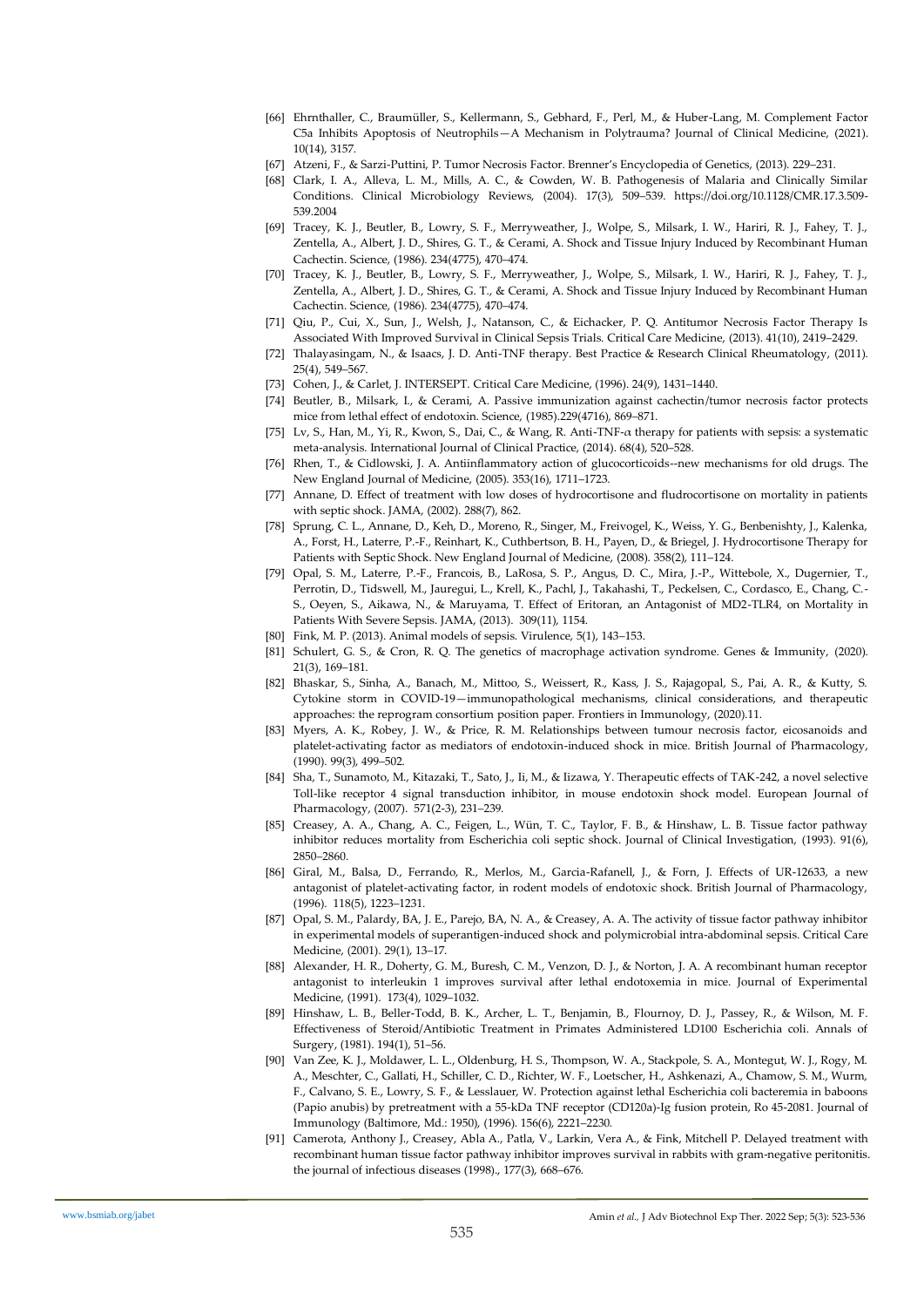[66] Ehrnthaller, C., Braumüller, S., Kellermann, S., Gebhard, F., Perl, M., & Huber-Lang, M. Complement Factor C5a Inhibits Apoptosis of Neutrophils—A Mechanism in Polytrauma? Journal of Clinical Medicine, (2021). 10(14), 3157.

[67] Atzeni, F., & Sarzi-Puttini, P. Tumor Necrosis Factor. Brenner's Encyclopedia of Genetics, (2013). 229–231.

[68] Clark, I. A., Alleva, L. M., Mills, A. C., & Cowden, W. B. Pathogenesis of Malaria and Clinically Similar Conditions. Clinical Microbiology Reviews, (2004). 17(3), 509–539. https://doi.org/10.1128/CMR.17.3.509-539.2004

[69] Tracey, K. J., Beutler, B., Lowry, S. F., Merryweather, J., Wolpe, S., Milsark, I. W., Hariri, R. J., Fahey, T. J., Zentella, A., Albert, J. D., Shires, G. T., & Cerami, A. Shock and Tissue Injury Induced by Recombinant Human Cachectin. Science, (1986). 234(4775), 470–474.

[70] Tracey, K. J., Beutler, B., Lowry, S. F., Merryweather, J., Wolpe, S., Milsark, I. W., Hariri, R. J., Fahey, T. J., Zentella, A., Albert, J. D., Shires, G. T., & Cerami, A. Shock and Tissue Injury Induced by Recombinant Human Cachectin. Science, (1986). 234(4775), 470–474.

[71] Qiu, P., Cui, X., Sun, J., Welsh, J., Natanson, C., & Eichacker, P. Q. Antitumor Necrosis Factor Therapy Is Associated With Improved Survival in Clinical Sepsis Trials. Critical Care Medicine, (2013). 41(10), 2419–2429.

[72] Thalayasingam, N., & Isaacs, J. D. Anti-TNF therapy. Best Practice & Research Clinical Rheumatology, (2011). 25(4), 549–567.

[73] Cohen, J., & Carlet, J. INTERSEPT. Critical Care Medicine, (1996). 24(9), 1431–1440.

[74] Beutler, B., Milsark, I., & Cerami, A. Passive immunization against cachectin/tumor necrosis factor protects mice from lethal effect of endotoxin. Science, (1985).229(4716), 869–871.

[75] Lv, S., Han, M., Yi, R., Kwon, S., Dai, C., & Wang, R. Anti-TNF-$\alpha$ therapy for patients with sepsis: a systematic meta-analysis. International Journal of Clinical Practice, (2014). 68(4), 520–528.

[76] Rhen, T., & Cidlowski, J. A. Antiinflammatory action of glucocorticoids--new mechanisms for old drugs. The New England Journal of Medicine, (2005). 353(16), 1711–1723.

[77] Annane, D. Effect of treatment with low doses of hydrocortisone and fludrocortisone on mortality in patients with septic shock. JAMA, (2002). 288(7), 862.

[78] Sprung, C. L., Annane, D., Keh, D., Moreno, R., Singer, M., Freivogel, K., Weiss, Y. G., Benbenishty, J., Kalenka, A., Forst, H., Laterre, P.-F., Reinhart, K., Cuthbertson, B. H., Payen, D., & Briegel, J. Hydrocortisone Therapy for Patients with Septic Shock. New England Journal of Medicine, (2008). 358(2), 111–124.

[79] Opal, S. M., Laterre, P.-F., Francois, B., LaRosa, S. P., Angus, D. C., Mira, J.-P., Wittebole, X., Dugernier, T., Perrotin, D., Tidswell, M., Jauregui, L., Krell, K., Pachl, J., Takahashi, T., Peckelsen, C., Cordasco, E., Chang, C.-S., Oeyen, S., Aikawa, N., & Maruyama, T. Effect of Eritoran, an Antagonist of MD2-TLR4, on Mortality in Patients With Severe Sepsis. JAMA, (2013). 309(11), 1154.

[80] Fink, M. P. (2013). Animal models of sepsis. Virulence, 5(1), 143–153.

[81] Schulert, G. S., & Cron, R. Q. The genetics of macrophage activation syndrome. Genes & Immunity, (2020). 21(3), 169–181.

[82] Bhaskar, S., Sinha, A., Banach, M., Mittoo, S., Weissert, R., Kass, J. S., Rajagopal, S., Pai, A. R., & Kutty, S. Cytokine storm in COVID-19—immunopathological mechanisms, clinical considerations, and therapeutic approaches: the reprogram consortium position paper. Frontiers in Immunology, (2020).11.

[83] Myers, A. K., Robey, J. W., & Price, R. M. Relationships between tumour necrosis factor, eicosanoids and platelet-activating factor as mediators of endotoxin-induced shock in mice. British Journal of Pharmacology, (1990). 99(3), 499–502.

[84] Sha, T., Sunamoto, M., Kitazaki, T., Sato, J., Ii, M., & Iizawa, Y. Therapeutic effects of TAK-242, a novel selective Toll-like receptor 4 signal transduction inhibitor, in mouse endotoxin shock model. European Journal of Pharmacology, (2007). 571(2-3), 231–239.

[85] Creasey, A. A., Chang, A. C., Feigen, L., Wün, T. C., Taylor, F. B., & Hinshaw, L. B. Tissue factor pathway inhibitor reduces mortality from Escherichia coli septic shock. Journal of Clinical Investigation, (1993). 91(6), 2850–2860.

[86] Giral, M., Balsa, D., Ferrando, R., Merlos, M., Garcia-Rafanell, J., & Forn, J. Effects of UR-12633, a new antagonist of platelet-activating factor, in rodent models of endotoxic shock. British Journal of Pharmacology, (1996). 118(5), 1223–1231.

[87] Opal, S. M., Palardy, BA, J. E., Parejo, BA, N. A., & Creasey, A. A. The activity of tissue factor pathway inhibitor in experimental models of superantigen-induced shock and polymicrobial intra-abdominal sepsis. Critical Care Medicine, (2001). 29(1), 13–17.

[88] Alexander, H. R., Doherty, G. M., Buresh, C. M., Venzon, D. J., & Norton, J. A. A recombinant human receptor antagonist to interleukin 1 improves survival after lethal endotoxemia in mice. Journal of Experimental Medicine, (1991). 173(4), 1029–1032.

[89] Hinshaw, L. B., Beller-Todd, B. K., Archer, L. T., Benjamin, B., Flournoy, D. J., Passey, R., & Wilson, M. F. Effectiveness of Steroid/Antibiotic Treatment in Primates Administered LD100 Escherichia coli. Annals of Surgery, (1981). 194(1), 51–56.

[90] Van Zee, K. J., Moldawer, L. L., Oldenburg, H. S., Thompson, W. A., Stackpole, S. A., Montegut, W. J., Rogy, M. A., Meschter, C., Gallati, H., Schiller, C. D., Richter, W. F., Loetscher, H., Ashkenazi, A., Chamow, S. M., Wurm, F., Calvano, S. E., Lowry, S. F., & Lesslauer, W. Protection against lethal Escherichia coli bacteremia in baboons (Papio anubis) by pretreatment with a 55-kDa TNF receptor (CD120a)-Ig fusion protein, Ro 45-2081. Journal of Immunology (Baltimore, Md.: 1950), (1996). 156(6), 2221–2230.

[91] Camerota, Anthony J., Creasey, Abla A., Patla, V., Larkin, Vera A., & Fink, Mitchell P. Delayed treatment with recombinant human tissue factor pathway inhibitor improves survival in rabbits with gram-negative peritonitis. the journal of infectious diseases (1998)., 177(3), 668–676.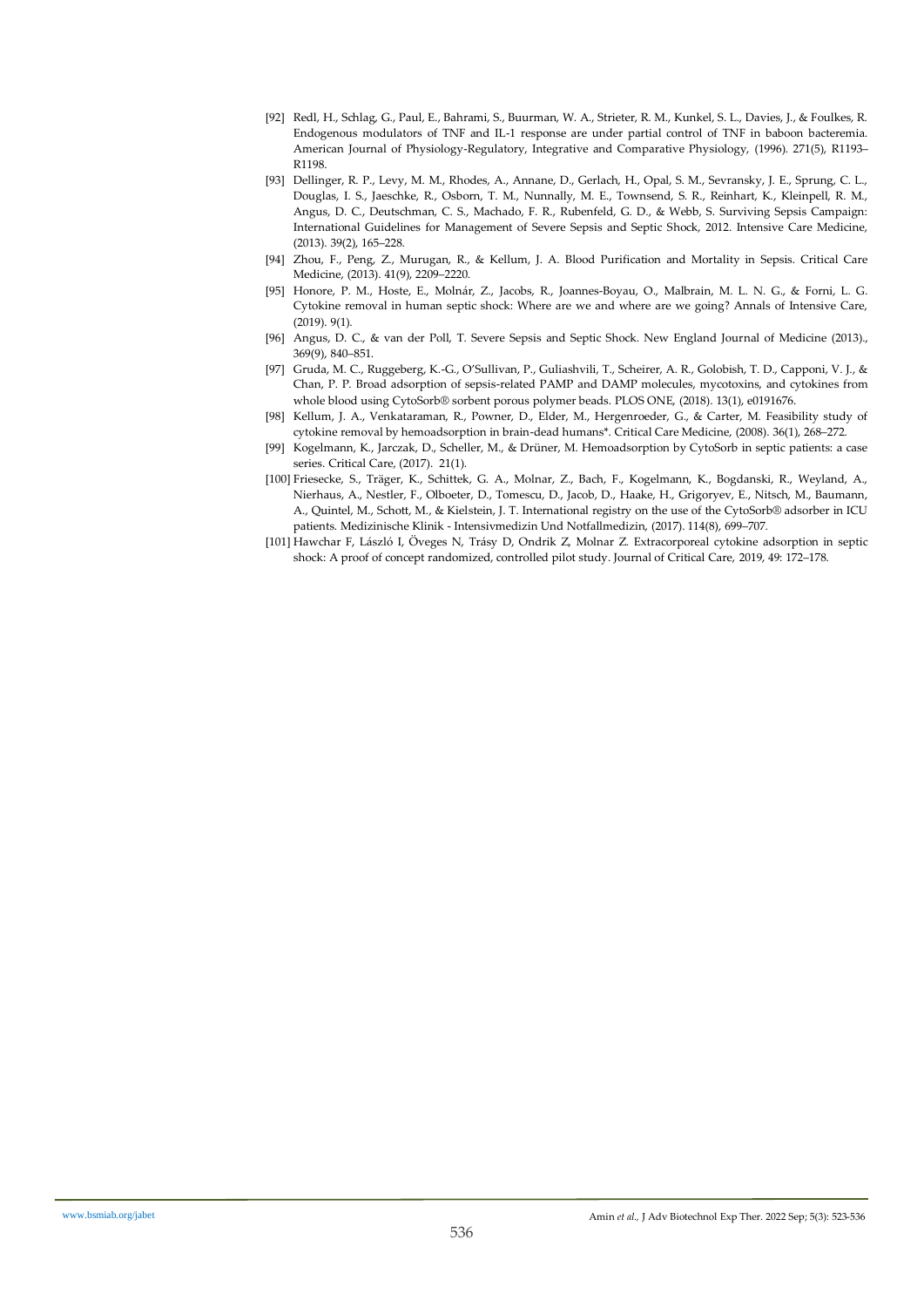[92] Redl, H., Schlag, G., Paul, E., Bahrami, S., Buurman, W. A., Strieter, R. M., Kunkel, S. L., Davies, J., & Foulkes, R. Endogenous modulators of TNF and IL-1 response are under partial control of TNF in baboon bacteremia. American Journal of Physiology-Regulatory, Integrative and Comparative Physiology, (1996). 271(5), R1193–R1198.

[93] Dellinger, R. P., Levy, M. M., Rhodes, A., Annane, D., Gerlach, H., Opal, S. M., Sevransky, J. E., Sprung, C. L., Douglas, I. S., Jaeschke, R., Osborn, T. M., Nunnally, M. E., Townsend, S. R., Reinhart, K., Kleinpell, R. M., Angus, D. C., Deutschman, C. S., Machado, F. R., Rubenfeld, G. D., & Webb, S. Surviving Sepsis Campaign: International Guidelines for Management of Severe Sepsis and Septic Shock, 2012. Intensive Care Medicine, (2013). 39(2), 165–228.

[94] Zhou, F., Peng, Z., Murugan, R., & Kellum, J. A. Blood Purification and Mortality in Sepsis. Critical Care Medicine, (2013). 41(9), 2209–2220.

[95] Honore, P. M., Hoste, E., Molnár, Z., Jacobs, R., Joannes-Boyau, O., Malbrain, M. L. N. G., & Forni, L. G. Cytokine removal in human septic shock: Where are we and where are we going? Annals of Intensive Care, (2019). 9(1).

[96] Angus, D. C., & van der Poll, T. Severe Sepsis and Septic Shock. New England Journal of Medicine (2013)., 369(9), 840–851.

[97] Gruda, M. C., Ruggeberg, K.-G., O'Sullivan, P., Guliashvili, T., Scheirer, A. R., Golobish, T. D., Capponi, V. J., & Chan, P. P. Broad adsorption of sepsis-related PAMP and DAMP molecules, mycotoxins, and cytokines from whole blood using CytoSorb® sorbent porous polymer beads. PLOS ONE, (2018). 13(1), e0191676.

[98] Kellum, J. A., Venkataraman, R., Powner, D., Elder, M., Hergenroeder, G., & Carter, M. Feasibility study of cytokine removal by hemoadsorption in brain-dead humans*. Critical Care Medicine, (2008). 36(1), 268–272.

[99] Kogelmann, K., Jarczak, D., Scheller, M., & Drüner, M. Hemoadsorption by CytoSorb in septic patients: a case series. Critical Care, (2017). 21(1).

[100] Friesecke, S., Träger, K., Schittek, G. A., Molnar, Z., Bach, F., Kogelmann, K., Bogdanski, R., Weyland, A., Nierhaus, A., Nestler, F., Olboeter, D., Tomescu, D., Jacob, D., Haake, H., Grigoryev, E., Nitsch, M., Baumann, A., Quintel, M., Schott, M., & Kielstein, J. T. International registry on the use of the CytoSorb® adsorber in ICU patients. Medizinische Klinik - Intensivmedizin Und Notfallmedizin, (2017). 114(8), 699–707.

[101] Hawchar F, László I, Öveges N, Trásy D, Ondrik Z, Molnar Z. Extracorporeal cytokine adsorption in septic shock: A proof of concept randomized, controlled pilot study. Journal of Critical Care, 2019, 49: 172–178.